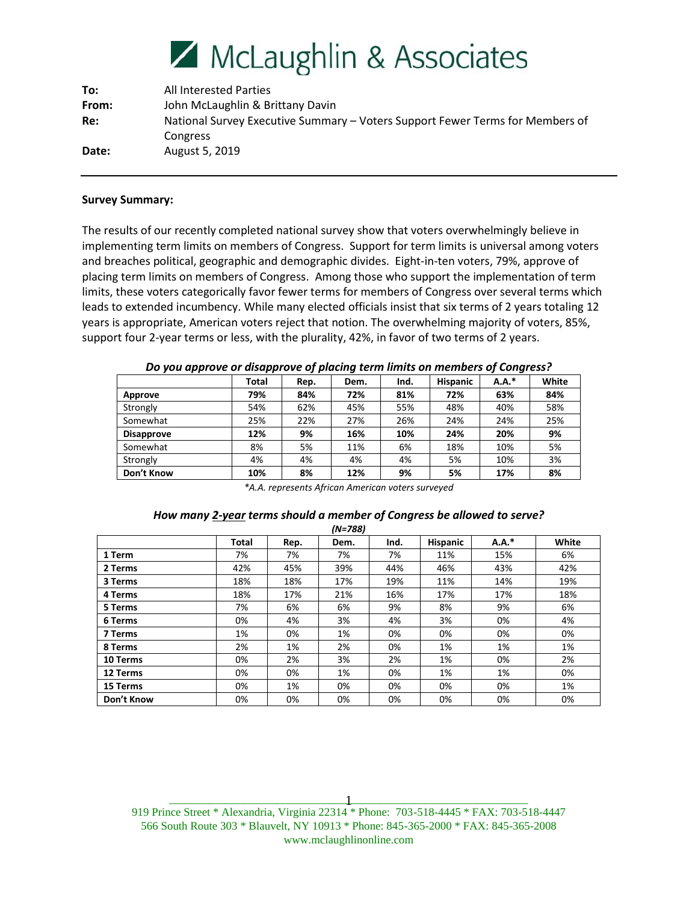# McLaughlin & Associates

**To:** All Interested Parties
**From:** John McLaughlin & Brittany Davin
**Re:** National Survey Executive Summary – Voters Support Fewer Terms for Members of Congress
**Date:** August 5, 2019

---

**Survey Summary:**

The results of our recently completed national survey show that voters overwhelmingly believe in implementing term limits on members of Congress. Support for term limits is universal among voters and breaches political, geographic and demographic divides. Eight-in-ten voters, 79%, approve of placing term limits on members of Congress. Among those who support the implementation of term limits, these voters categorically favor fewer terms for members of Congress over several terms which leads to extended incumbency. While many elected officials insist that six terms of 2 years totaling 12 years is appropriate, American voters reject that notion. The overwhelming majority of voters, 85%, support four 2-year terms or less, with the plurality, 42%, in favor of two terms of 2 years.

***Do you approve or disapprove of placing term limits on members of Congress?***

| | Total | Rep. | Dem. | Ind. | Hispanic | A.A.* | White |
|---|---|---|---|---|---|---|---|
| **Approve** | **79%** | **84%** | **72%** | **81%** | **72%** | **63%** | **84%** |
| Strongly | 54% | 62% | 45% | 55% | 48% | 40% | 58% |
| Somewhat | 25% | 22% | 27% | 26% | 24% | 24% | 25% |
| **Disapprove** | **12%** | **9%** | **16%** | **10%** | **24%** | **20%** | **9%** |
| Somewhat | 8% | 5% | 11% | 6% | 18% | 10% | 5% |
| Strongly | 4% | 4% | 4% | 4% | 5% | 10% | 3% |
| **Don't Know** | **10%** | **8%** | **12%** | **9%** | **5%** | **17%** | **8%** |

*\*A.A. represents African American voters surveyed*

***How many 2-year terms should a member of Congress be allowed to serve?***
***(N=788)***

| | Total | Rep. | Dem. | Ind. | Hispanic | A.A.* | White |
|---|---|---|---|---|---|---|---|
| **1 Term** | 7% | 7% | 7% | 7% | 11% | 15% | 6% |
| **2 Terms** | 42% | 45% | 39% | 44% | 46% | 43% | 42% |
| **3 Terms** | 18% | 18% | 17% | 19% | 11% | 14% | 19% |
| **4 Terms** | 18% | 17% | 21% | 16% | 17% | 17% | 18% |
| **5 Terms** | 7% | 6% | 6% | 9% | 8% | 9% | 6% |
| **6 Terms** | 0% | 4% | 3% | 4% | 3% | 0% | 4% |
| **7 Terms** | 1% | 0% | 1% | 0% | 0% | 0% | 0% |
| **8 Terms** | 2% | 1% | 2% | 0% | 1% | 1% | 1% |
| **10 Terms** | 0% | 2% | 3% | 2% | 1% | 0% | 2% |
| **12 Terms** | 0% | 0% | 1% | 0% | 1% | 1% | 0% |
| **15 Terms** | 0% | 1% | 0% | 0% | 0% | 0% | 1% |
| **Don't Know** | 0% | 0% | 0% | 0% | 0% | 0% | 0% |

919 Prince Street * Alexandria, Virginia 22314 * Phone: 703-518-4445 * FAX: 703-518-4447
566 South Route 303 * Blauvelt, NY 10913 * Phone: 845-365-2000 * FAX: 845-365-2008
www.mclaughlinonline.com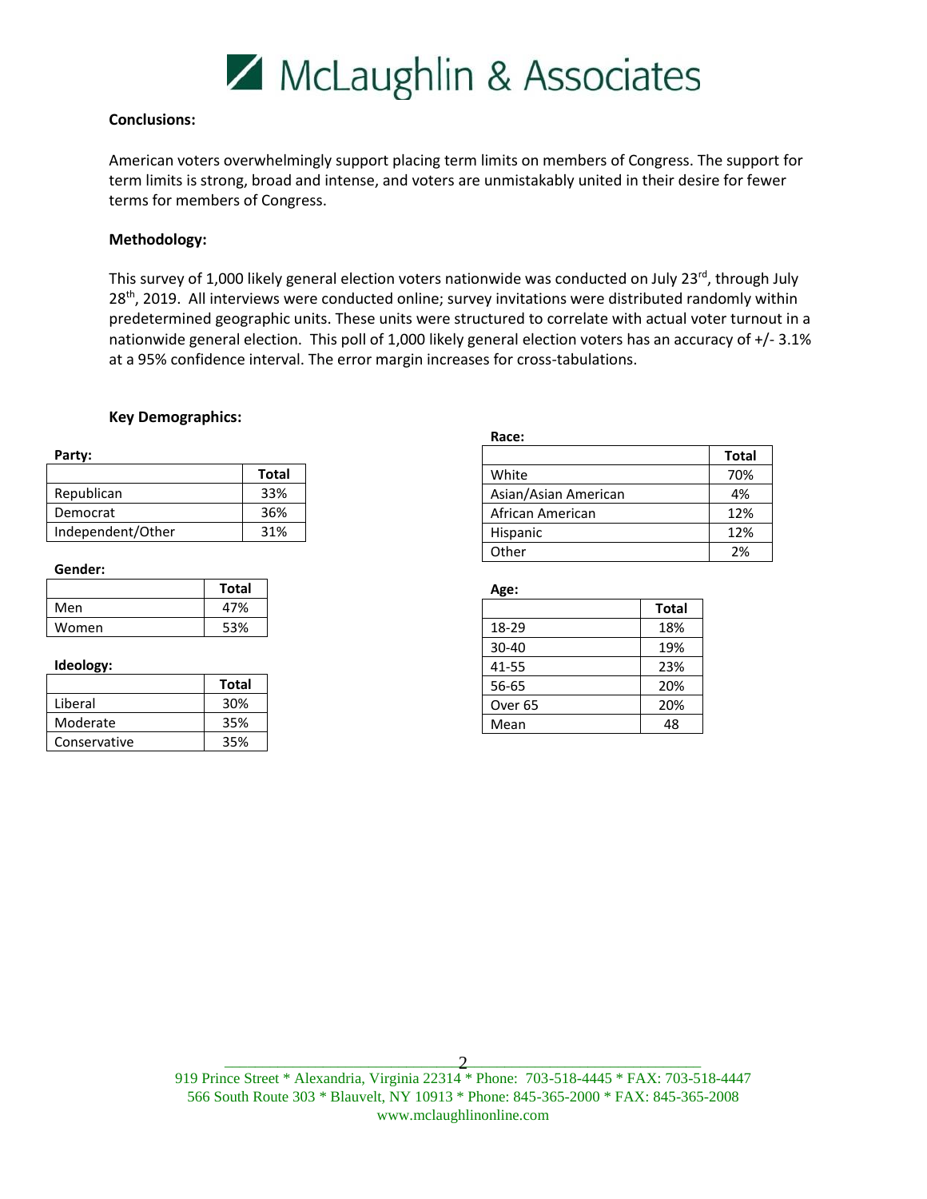**Conclusions:**

American voters overwhelmingly support placing term limits on members of Congress. The support for term limits is strong, broad and intense, and voters are unmistakably united in their desire for fewer terms for members of Congress.

**Methodology:**

This survey of 1,000 likely general election voters nationwide was conducted on July 23rd, through July 28th, 2019. All interviews were conducted online; survey invitations were distributed randomly within predetermined geographic units. These units were structured to correlate with actual voter turnout in a nationwide general election. This poll of 1,000 likely general election voters has an accuracy of +/- 3.1% at a 95% confidence interval. The error margin increases for cross-tabulations.

**Key Demographics:**

**Party:**

| | Total |
|---|---|
| Republican | 33% |
| Democrat | 36% |
| Independent/Other | 31% |

**Gender:**

| | Total |
|---|---|
| Men | 47% |
| Women | 53% |

**Ideology:**

| | Total |
|---|---|
| Liberal | 30% |
| Moderate | 35% |
| Conservative | 35% |

**Race:**

| | Total |
|---|---|
| White | 70% |
| Asian/Asian American | 4% |
| African American | 12% |
| Hispanic | 12% |
| Other | 2% |

**Age:**

| | Total |
|---|---|
| 18-29 | 18% |
| 30-40 | 19% |
| 41-55 | 23% |
| 56-65 | 20% |
| Over 65 | 20% |
| Mean | 48 |